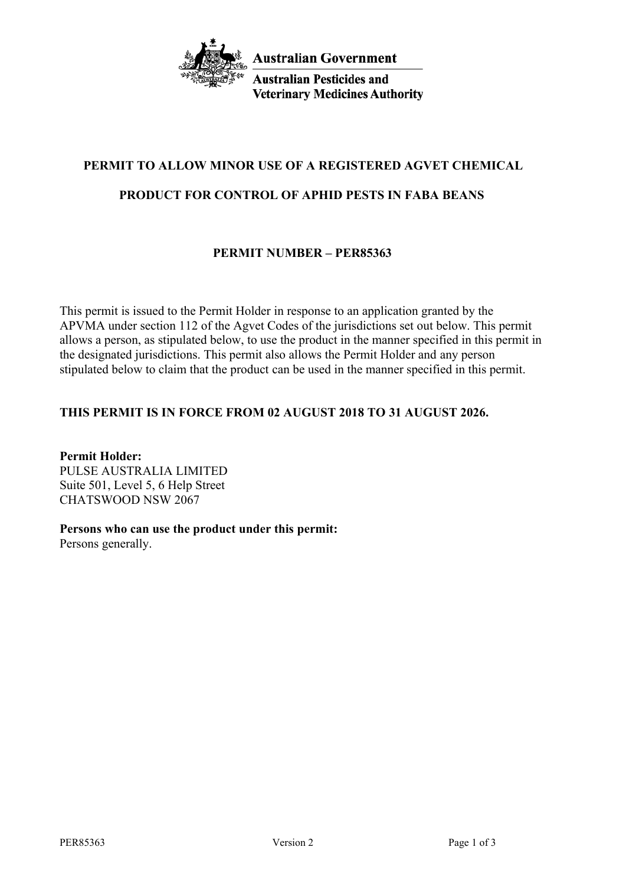Australian Government

Australian Pesticides and Veterinary Medicines Authority

# PERMIT TO ALLOW MINOR USE OF A REGISTERED AGVET CHEMICAL PRODUCT FOR CONTROL OF APHID PESTS IN FABA BEANS

## PERMIT NUMBER – PER85363

This permit is issued to the Permit Holder in response to an application granted by the APVMA under section 112 of the Agvet Codes of the jurisdictions set out below. This permit allows a person, as stipulated below, to use the product in the manner specified in this permit in the designated jurisdictions. This permit also allows the Permit Holder and any person stipulated below to claim that the product can be used in the manner specified in this permit.

**THIS PERMIT IS IN FORCE FROM 02 AUGUST 2018 TO 31 AUGUST 2026.**

**Permit Holder:**
PULSE AUSTRALIA LIMITED
Suite 501, Level 5, 6 Help Street
CHATSWOOD NSW 2067

**Persons who can use the product under this permit:**
Persons generally.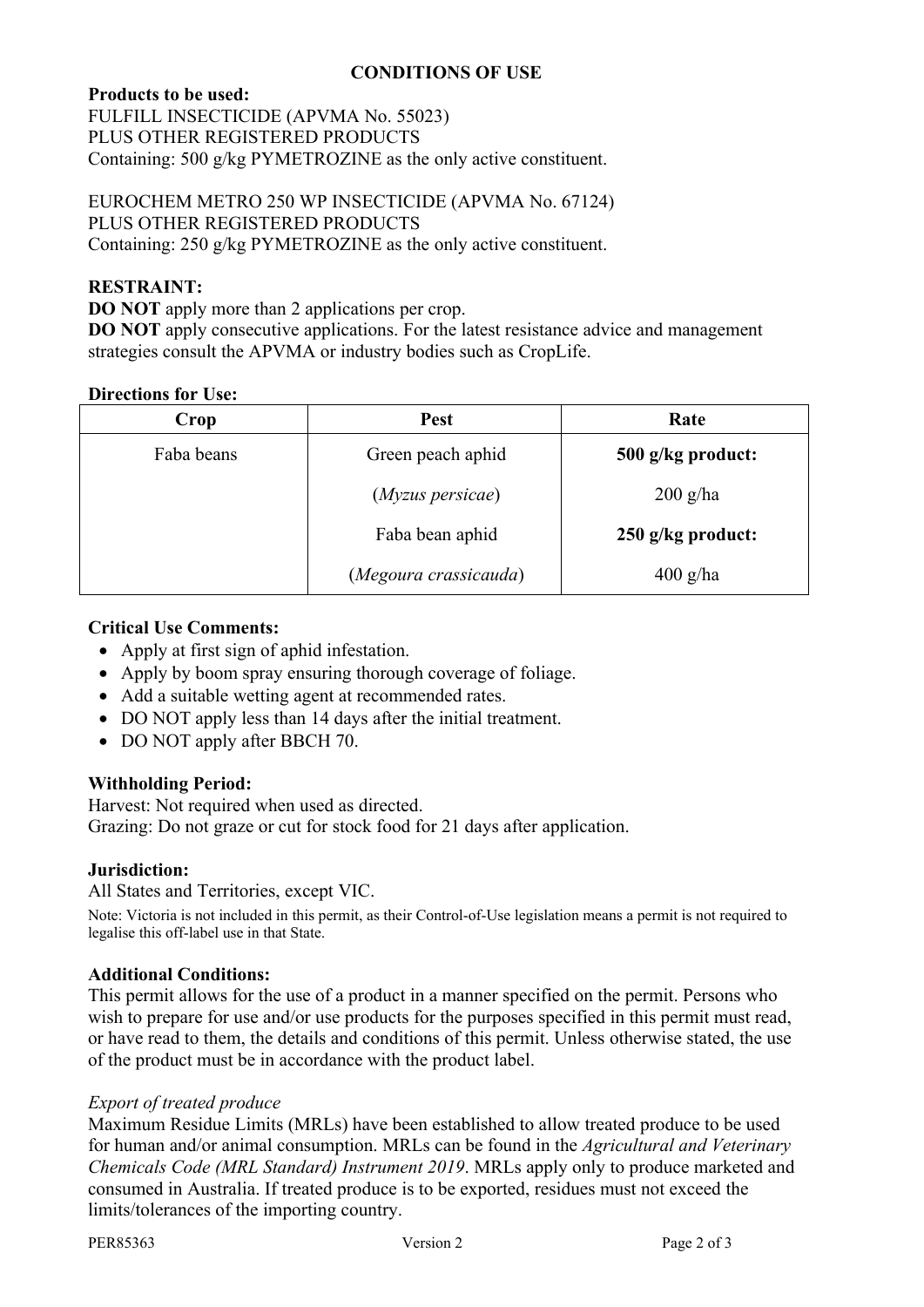## CONDITIONS OF USE

**Products to be used:**
FULFILL INSECTICIDE (APVMA No. 55023)
PLUS OTHER REGISTERED PRODUCTS
Containing: 500 g/kg PYMETROZINE as the only active constituent.

EUROCHEM METRO 250 WP INSECTICIDE (APVMA No. 67124)
PLUS OTHER REGISTERED PRODUCTS
Containing: 250 g/kg PYMETROZINE as the only active constituent.

**RESTRAINT:**
**DO NOT** apply more than 2 applications per crop.
**DO NOT** apply consecutive applications. For the latest resistance advice and management strategies consult the APVMA or industry bodies such as CropLife.

**Directions for Use:**

| Crop | Pest | Rate |
|---|---|---|
| Faba beans | Green peach aphid | **500 g/kg product:** |
| | (*Myzus persicae*) | 200 g/ha |
| | Faba bean aphid | **250 g/kg product:** |
| | (*Megoura crassicauda*) | 400 g/ha |

**Critical Use Comments:**

- Apply at first sign of aphid infestation.
- Apply by boom spray ensuring thorough coverage of foliage.
- Add a suitable wetting agent at recommended rates.
- DO NOT apply less than 14 days after the initial treatment.
- DO NOT apply after BBCH 70.

**Withholding Period:**
Harvest: Not required when used as directed.
Grazing: Do not graze or cut for stock food for 21 days after application.

**Jurisdiction:**
All States and Territories, except VIC.

Note: Victoria is not included in this permit, as their Control-of-Use legislation means a permit is not required to legalise this off-label use in that State.

**Additional Conditions:**
This permit allows for the use of a product in a manner specified on the permit. Persons who wish to prepare for use and/or use products for the purposes specified in this permit must read, or have read to them, the details and conditions of this permit. Unless otherwise stated, the use of the product must be in accordance with the product label.

*Export of treated produce*
Maximum Residue Limits (MRLs) have been established to allow treated produce to be used for human and/or animal consumption. MRLs can be found in the *Agricultural and Veterinary Chemicals Code (MRL Standard) Instrument 2019*. MRLs apply only to produce marketed and consumed in Australia. If treated produce is to be exported, residues must not exceed the limits/tolerances of the importing country.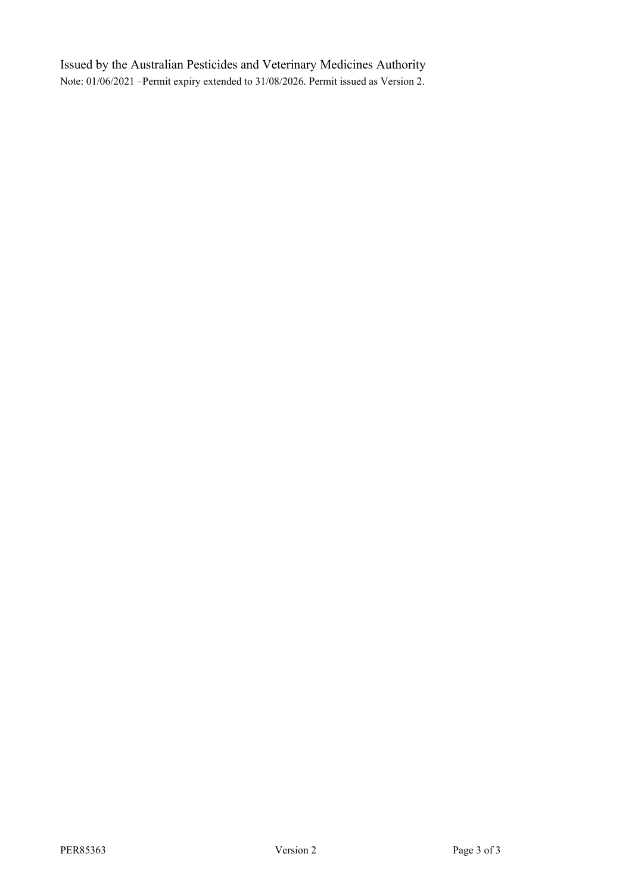Issued by the Australian Pesticides and Veterinary Medicines Authority

Note: 01/06/2021 –Permit expiry extended to 31/08/2026. Permit issued as Version 2.